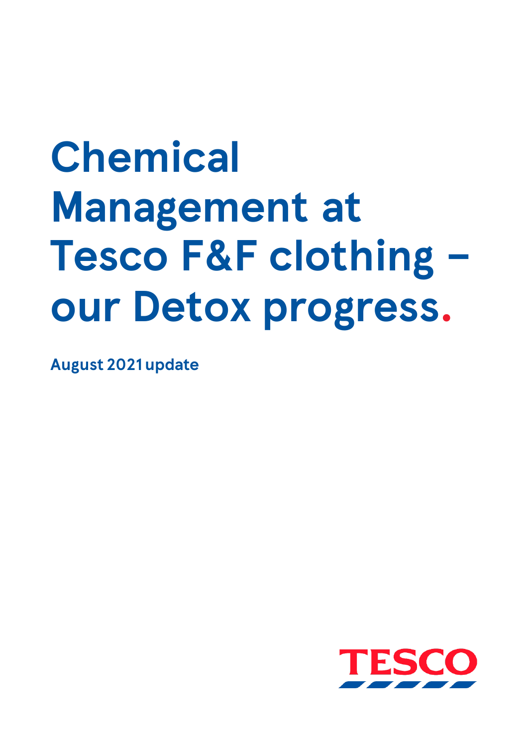# Chemical Management at Tesco F&F clothing – our Detox progress.

**August 2021 update**

TESCO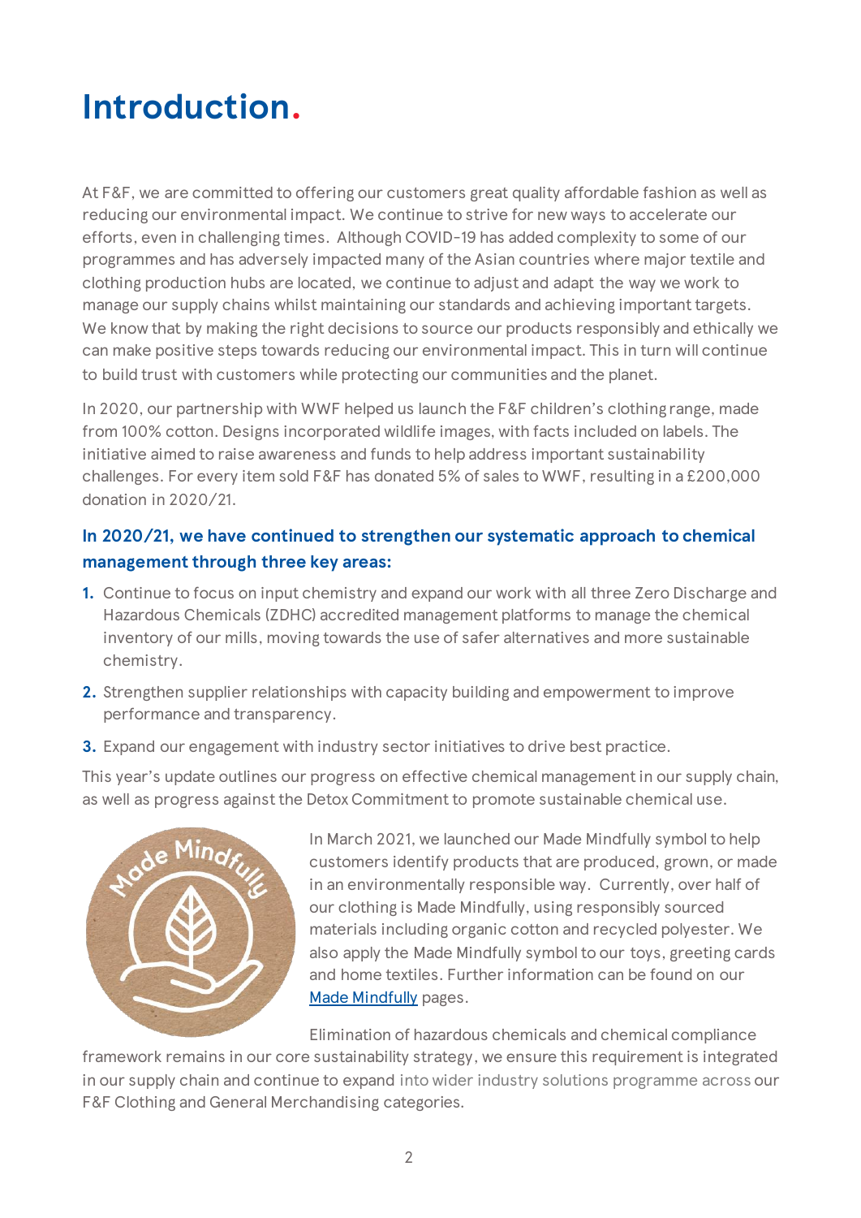# Introduction.

At F&F, we are committed to offering our customers great quality affordable fashion as well as reducing our environmental impact. We continue to strive for new ways to accelerate our efforts, even in challenging times. Although COVID-19 has added complexity to some of our programmes and has adversely impacted many of the Asian countries where major textile and clothing production hubs are located, we continue to adjust and adapt the way we work to manage our supply chains whilst maintaining our standards and achieving important targets. We know that by making the right decisions to source our products responsibly and ethically we can make positive steps towards reducing our environmental impact. This in turn will continue to build trust with customers while protecting our communities and the planet.

In 2020, our partnership with WWF helped us launch the F&F children's clothing range, made from 100% cotton. Designs incorporated wildlife images, with facts included on labels. The initiative aimed to raise awareness and funds to help address important sustainability challenges. For every item sold F&F has donated 5% of sales to WWF, resulting in a £200,000 donation in 2020/21.

### In 2020/21, we have continued to strengthen our systematic approach to chemical management through three key areas:

1. Continue to focus on input chemistry and expand our work with all three Zero Discharge and Hazardous Chemicals (ZDHC) accredited management platforms to manage the chemical inventory of our mills, moving towards the use of safer alternatives and more sustainable chemistry.
2. Strengthen supplier relationships with capacity building and empowerment to improve performance and transparency.
3. Expand our engagement with industry sector initiatives to drive best practice.

This year's update outlines our progress on effective chemical management in our supply chain, as well as progress against the Detox Commitment to promote sustainable chemical use.

In March 2021, we launched our Made Mindfully symbol to help customers identify products that are produced, grown, or made in an environmentally responsible way. Currently, over half of our clothing is Made Mindfully, using responsibly sourced materials including organic cotton and recycled polyester. We also apply the Made Mindfully symbol to our toys, greeting cards and home textiles. Further information can be found on our [Made Mindfully](Made Mindfully) pages.

Elimination of hazardous chemicals and chemical compliance framework remains in our core sustainability strategy, we ensure this requirement is integrated in our supply chain and continue to expand into wider industry solutions programme across our F&F Clothing and General Merchandising categories.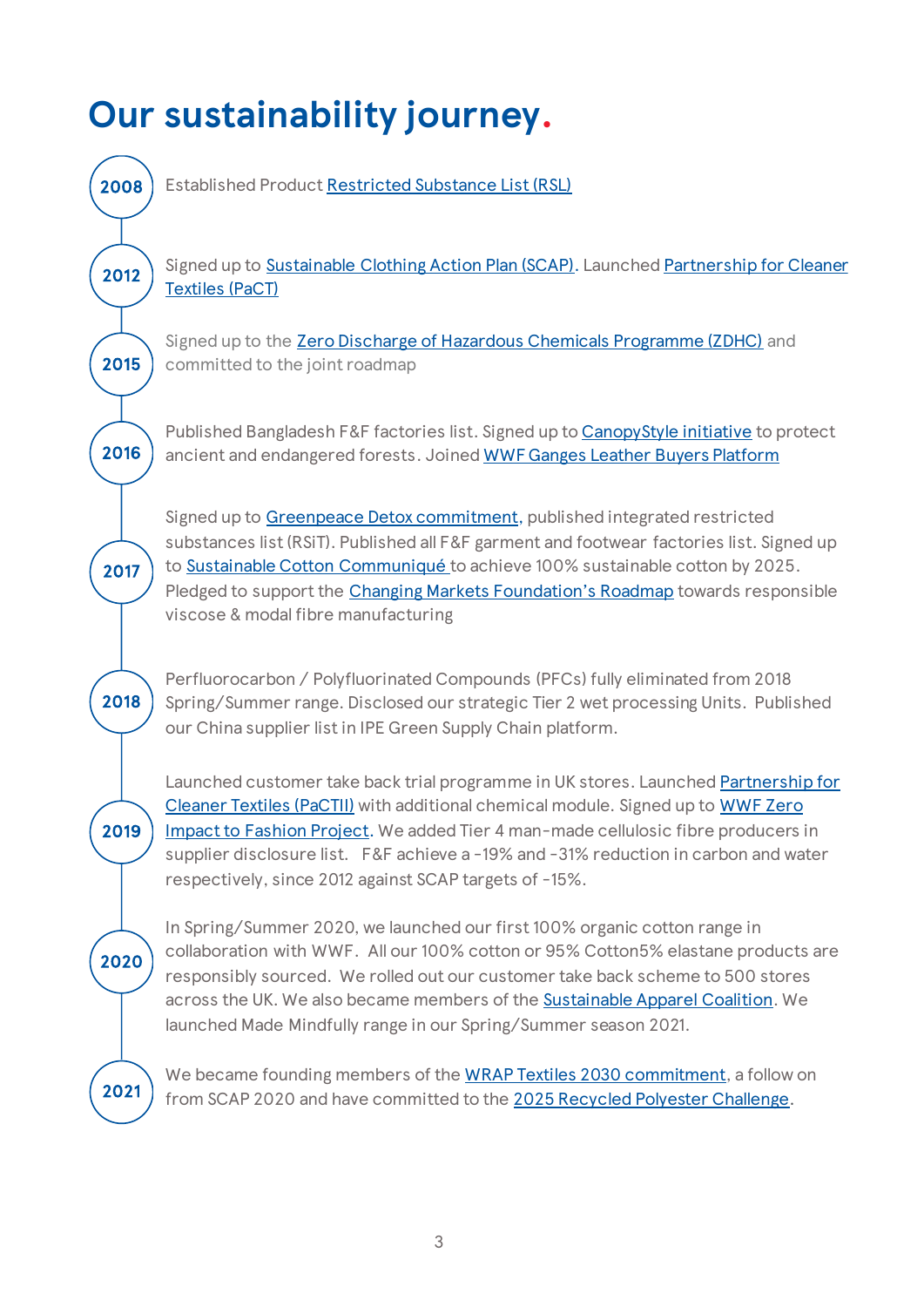# Our sustainability journey.

**2008**

Established Product Restricted Substance List (RSL)

**2012**

Signed up to Sustainable Clothing Action Plan (SCAP). Launched Partnership for Cleaner Textiles (PaCT)

**2015**

Signed up to the Zero Discharge of Hazardous Chemicals Programme (ZDHC) and committed to the joint roadmap

**2016**

Published Bangladesh F&F factories list. Signed up to CanopyStyle initiative to protect ancient and endangered forests. Joined WWF Ganges Leather Buyers Platform

**2017**

Signed up to Greenpeace Detox commitment, published integrated restricted substances list (RSiT). Published all F&F garment and footwear factories list. Signed up to Sustainable Cotton Communiqué to achieve 100% sustainable cotton by 2025. Pledged to support the Changing Markets Foundation's Roadmap towards responsible viscose & modal fibre manufacturing

**2018**

Perfluorocarbon / Polyfluorinated Compounds (PFCs) fully eliminated from 2018 Spring/Summer range. Disclosed our strategic Tier 2 wet processing Units. Published our China supplier list in IPE Green Supply Chain platform.

**2019**

Launched customer take back trial programme in UK stores. Launched Partnership for Cleaner Textiles (PaCTII) with additional chemical module. Signed up to WWF Zero Impact to Fashion Project. We added Tier 4 man-made cellulosic fibre producers in supplier disclosure list. F&F achieve a -19% and -31% reduction in carbon and water respectively, since 2012 against SCAP targets of -15%.

**2020**

In Spring/Summer 2020, we launched our first 100% organic cotton range in collaboration with WWF. All our 100% cotton or 95% Cotton5% elastane products are responsibly sourced. We rolled out our customer take back scheme to 500 stores across the UK. We also became members of the Sustainable Apparel Coalition. We launched Made Mindfully range in our Spring/Summer season 2021.

**2021**

We became founding members of the WRAP Textiles 2030 commitment, a follow on from SCAP 2020 and have committed to the 2025 Recycled Polyester Challenge.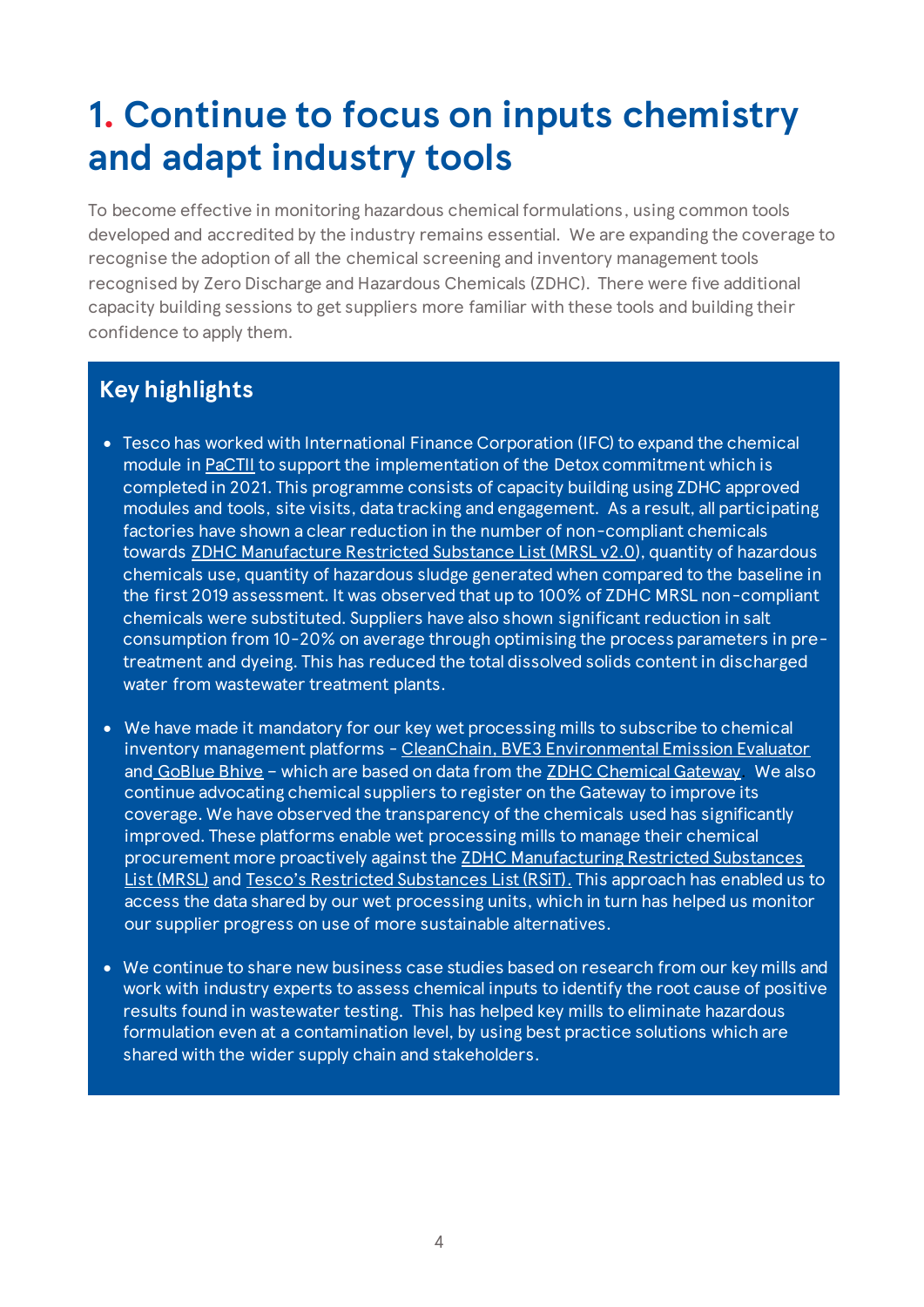# 1. Continue to focus on inputs chemistry and adapt industry tools

To become effective in monitoring hazardous chemical formulations, using common tools developed and accredited by the industry remains essential. We are expanding the coverage to recognise the adoption of all the chemical screening and inventory management tools recognised by Zero Discharge and Hazardous Chemicals (ZDHC). There were five additional capacity building sessions to get suppliers more familiar with these tools and building their confidence to apply them.

## Key highlights

- Tesco has worked with International Finance Corporation (IFC) to expand the chemical module in PaCTII to support the implementation of the Detox commitment which is completed in 2021. This programme consists of capacity building using ZDHC approved modules and tools, site visits, data tracking and engagement. As a result, all participating factories have shown a clear reduction in the number of non-compliant chemicals towards ZDHC Manufacture Restricted Substance List (MRSL v2.0), quantity of hazardous chemicals use, quantity of hazardous sludge generated when compared to the baseline in the first 2019 assessment. It was observed that up to 100% of ZDHC MRSL non-compliant chemicals were substituted. Suppliers have also shown significant reduction in salt consumption from 10-20% on average through optimising the process parameters in pre-treatment and dyeing. This has reduced the total dissolved solids content in discharged water from wastewater treatment plants.

- We have made it mandatory for our key wet processing mills to subscribe to chemical inventory management platforms - CleanChain, BVE3 Environmental Emission Evaluator and GoBlue Bhive – which are based on data from the ZDHC Chemical Gateway. We also continue advocating chemical suppliers to register on the Gateway to improve its coverage. We have observed the transparency of the chemicals used has significantly improved. These platforms enable wet processing mills to manage their chemical procurement more proactively against the ZDHC Manufacturing Restricted Substances List (MRSL) and Tesco's Restricted Substances List (RSiT). This approach has enabled us to access the data shared by our wet processing units, which in turn has helped us monitor our supplier progress on use of more sustainable alternatives.

- We continue to share new business case studies based on research from our key mills and work with industry experts to assess chemical inputs to identify the root cause of positive results found in wastewater testing. This has helped key mills to eliminate hazardous formulation even at a contamination level, by using best practice solutions which are shared with the wider supply chain and stakeholders.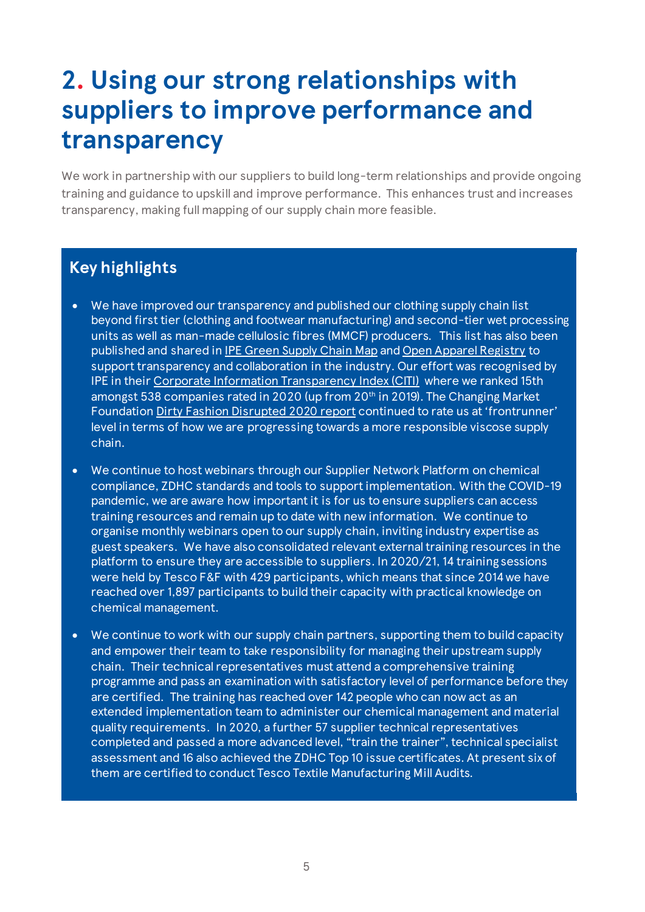# 2. Using our strong relationships with suppliers to improve performance and transparency

We work in partnership with our suppliers to build long-term relationships and provide ongoing training and guidance to upskill and improve performance. This enhances trust and increases transparency, making full mapping of our supply chain more feasible.

## Key highlights

- We have improved our transparency and published our clothing supply chain list beyond first tier (clothing and footwear manufacturing) and second-tier wet processing units as well as man-made cellulosic fibres (MMCF) producers. This list has also been published and shared in IPE Green Supply Chain Map and Open Apparel Registry to support transparency and collaboration in the industry. Our effort was recognised by IPE in their Corporate Information Transparency Index (CITI) where we ranked 15th amongst 538 companies rated in 2020 (up from 20th in 2019). The Changing Market Foundation Dirty Fashion Disrupted 2020 report continued to rate us at 'frontrunner' level in terms of how we are progressing towards a more responsible viscose supply chain.
- We continue to host webinars through our Supplier Network Platform on chemical compliance, ZDHC standards and tools to support implementation. With the COVID-19 pandemic, we are aware how important it is for us to ensure suppliers can access training resources and remain up to date with new information. We continue to organise monthly webinars open to our supply chain, inviting industry expertise as guest speakers. We have also consolidated relevant external training resources in the platform to ensure they are accessible to suppliers. In 2020/21, 14 training sessions were held by Tesco F&F with 429 participants, which means that since 2014 we have reached over 1,897 participants to build their capacity with practical knowledge on chemical management.
- We continue to work with our supply chain partners, supporting them to build capacity and empower their team to take responsibility for managing their upstream supply chain. Their technical representatives must attend a comprehensive training programme and pass an examination with satisfactory level of performance before they are certified. The training has reached over 142 people who can now act as an extended implementation team to administer our chemical management and material quality requirements. In 2020, a further 57 supplier technical representatives completed and passed a more advanced level, "train the trainer", technical specialist assessment and 16 also achieved the ZDHC Top 10 issue certificates. At present six of them are certified to conduct Tesco Textile Manufacturing Mill Audits.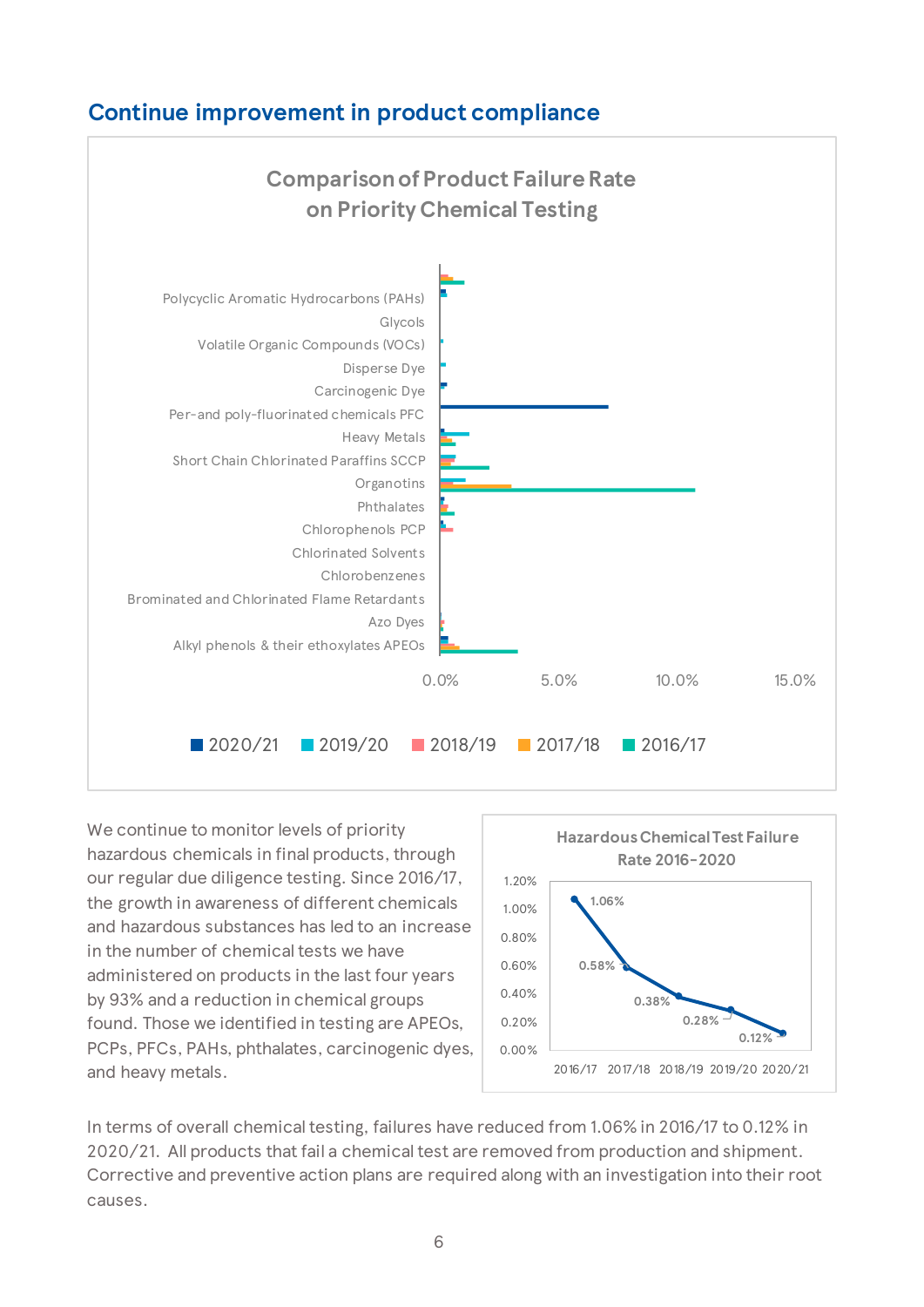## Continue improvement in product compliance

**Comparison of Product Failure Rate on Priority Chemical Testing**

Polycyclic Aromatic Hydrocarbons (PAHs)
Glycols
Volatile Organic Compounds (VOCs)
Disperse Dye
Carcinogenic Dye
Per-and poly-fluorinated chemicals PFC
Heavy Metals
Short Chain Chlorinated Paraffins SCCP
Organotins
Phthalates
Chlorophenols PCP
Chlorinated Solvents
Chlorobenzenes
Brominated and Chlorinated Flame Retardants
Azo Dyes
Alkyl phenols & their ethoxylates APEOs

0.0% 5.0% 10.0% 15.0%

2020/21 2019/20 2018/19 2017/18 2016/17

We continue to monitor levels of priority hazardous chemicals in final products, through our regular due diligence testing. Since 2016/17, the growth in awareness of different chemicals and hazardous substances has led to an increase in the number of chemical tests we have administered on products in the last four years by 93% and a reduction in chemical groups found. Those we identified in testing are APEOs, PCPs, PFCs, PAHs, phthalates, carcinogenic dyes, and heavy metals.

**Hazardous Chemical Test Failure Rate 2016-2020**

| 2016/17 | 2017/18 | 2018/19 | 2019/20 | 2020/21 |
|---|---|---|---|---|
| 1.06% | 0.58% | 0.38% | 0.28% | 0.12% |

In terms of overall chemical testing, failures have reduced from 1.06% in 2016/17 to 0.12% in 2020/21. All products that fail a chemical test are removed from production and shipment. Corrective and preventive action plans are required along with an investigation into their root causes.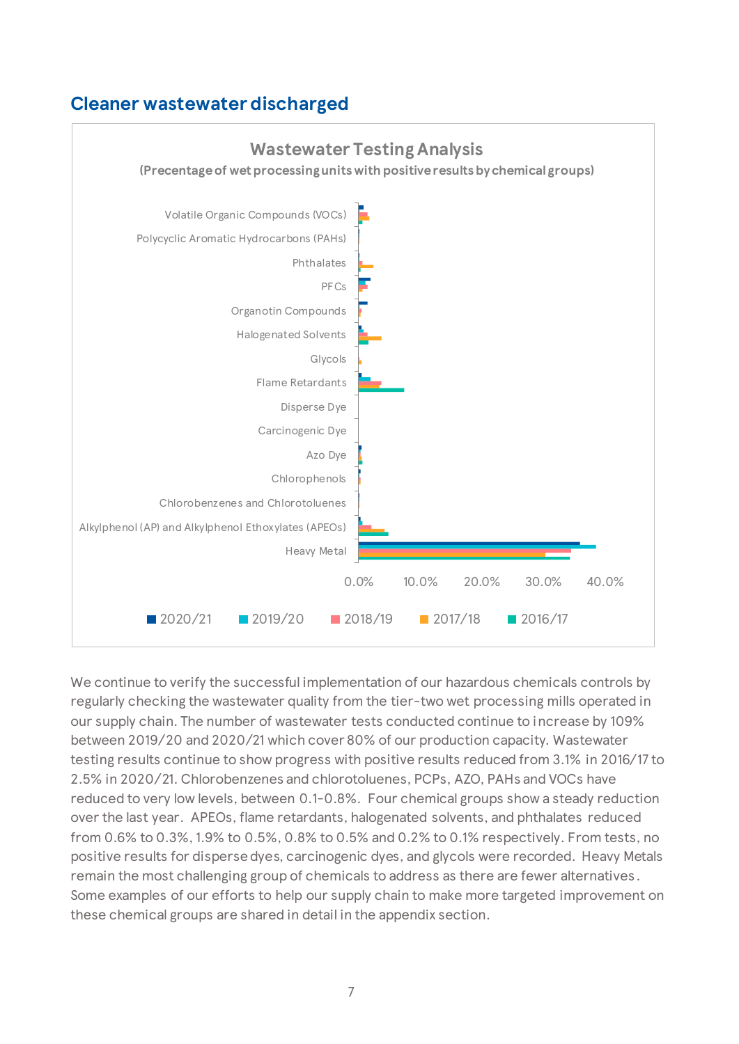## Cleaner wastewater discharged

**Wastewater Testing Analysis**

**(Precentage of wet processing units with positive results by chemical groups)**

Volatile Organic Compounds (VOCs)
Polycyclic Aromatic Hydrocarbons (PAHs)
Phthalates
PFCs
Organotin Compounds
Halogenated Solvents
Glycols
Flame Retardants
Disperse Dye
Carcinogenic Dye
Azo Dye
Chlorophenols
Chlorobenzenes and Chlorotoluenes
Alkylphenol (AP) and Alkylphenol Ethoxylates (APEOs)
Heavy Metal

0.0% 10.0% 20.0% 30.0% 40.0%

2020/21 2019/20 2018/19 2017/18 2016/17

We continue to verify the successful implementation of our hazardous chemicals controls by regularly checking the wastewater quality from the tier-two wet processing mills operated in our supply chain. The number of wastewater tests conducted continue to increase by 109% between 2019/20 and 2020/21 which cover 80% of our production capacity. Wastewater testing results continue to show progress with positive results reduced from 3.1% in 2016/17 to 2.5% in 2020/21. Chlorobenzenes and chlorotoluenes, PCPs, AZO, PAHs and VOCs have reduced to very low levels, between 0.1-0.8%. Four chemical groups show a steady reduction over the last year. APEOs, flame retardants, halogenated solvents, and phthalates reduced from 0.6% to 0.3%, 1.9% to 0.5%, 0.8% to 0.5% and 0.2% to 0.1% respectively. From tests, no positive results for disperse dyes, carcinogenic dyes, and glycols were recorded. Heavy Metals remain the most challenging group of chemicals to address as there are fewer alternatives. Some examples of our efforts to help our supply chain to make more targeted improvement on these chemical groups are shared in detail in the appendix section.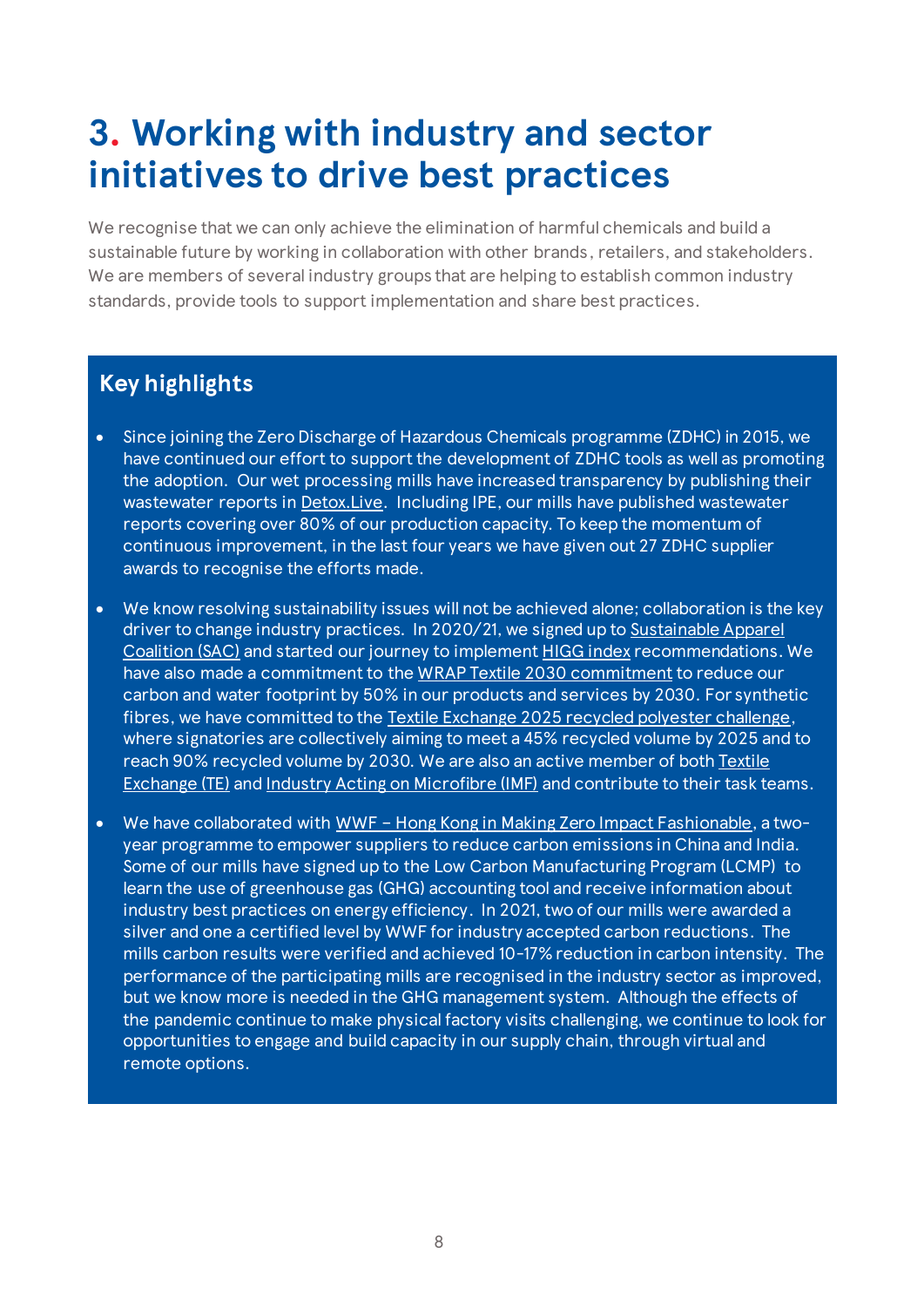# 3. Working with industry and sector initiatives to drive best practices

We recognise that we can only achieve the elimination of harmful chemicals and build a sustainable future by working in collaboration with other brands, retailers, and stakeholders. We are members of several industry groups that are helping to establish common industry standards, provide tools to support implementation and share best practices.

## Key highlights

- Since joining the Zero Discharge of Hazardous Chemicals programme (ZDHC) in 2015, we have continued our effort to support the development of ZDHC tools as well as promoting the adoption. Our wet processing mills have increased transparency by publishing their wastewater reports in Detox.Live. Including IPE, our mills have published wastewater reports covering over 80% of our production capacity. To keep the momentum of continuous improvement, in the last four years we have given out 27 ZDHC supplier awards to recognise the efforts made.
- We know resolving sustainability issues will not be achieved alone; collaboration is the key driver to change industry practices. In 2020/21, we signed up to Sustainable Apparel Coalition (SAC) and started our journey to implement HIGG index recommendations. We have also made a commitment to the WRAP Textile 2030 commitment to reduce our carbon and water footprint by 50% in our products and services by 2030. For synthetic fibres, we have committed to the Textile Exchange 2025 recycled polyester challenge, where signatories are collectively aiming to meet a 45% recycled volume by 2025 and to reach 90% recycled volume by 2030. We are also an active member of both Textile Exchange (TE) and Industry Acting on Microfibre (IMF) and contribute to their task teams.
- We have collaborated with WWF – Hong Kong in Making Zero Impact Fashionable, a two-year programme to empower suppliers to reduce carbon emissions in China and India. Some of our mills have signed up to the Low Carbon Manufacturing Program (LCMP) to learn the use of greenhouse gas (GHG) accounting tool and receive information about industry best practices on energy efficiency. In 2021, two of our mills were awarded a silver and one a certified level by WWF for industry accepted carbon reductions. The mills carbon results were verified and achieved 10-17% reduction in carbon intensity. The performance of the participating mills are recognised in the industry sector as improved, but we know more is needed in the GHG management system. Although the effects of the pandemic continue to make physical factory visits challenging, we continue to look for opportunities to engage and build capacity in our supply chain, through virtual and remote options.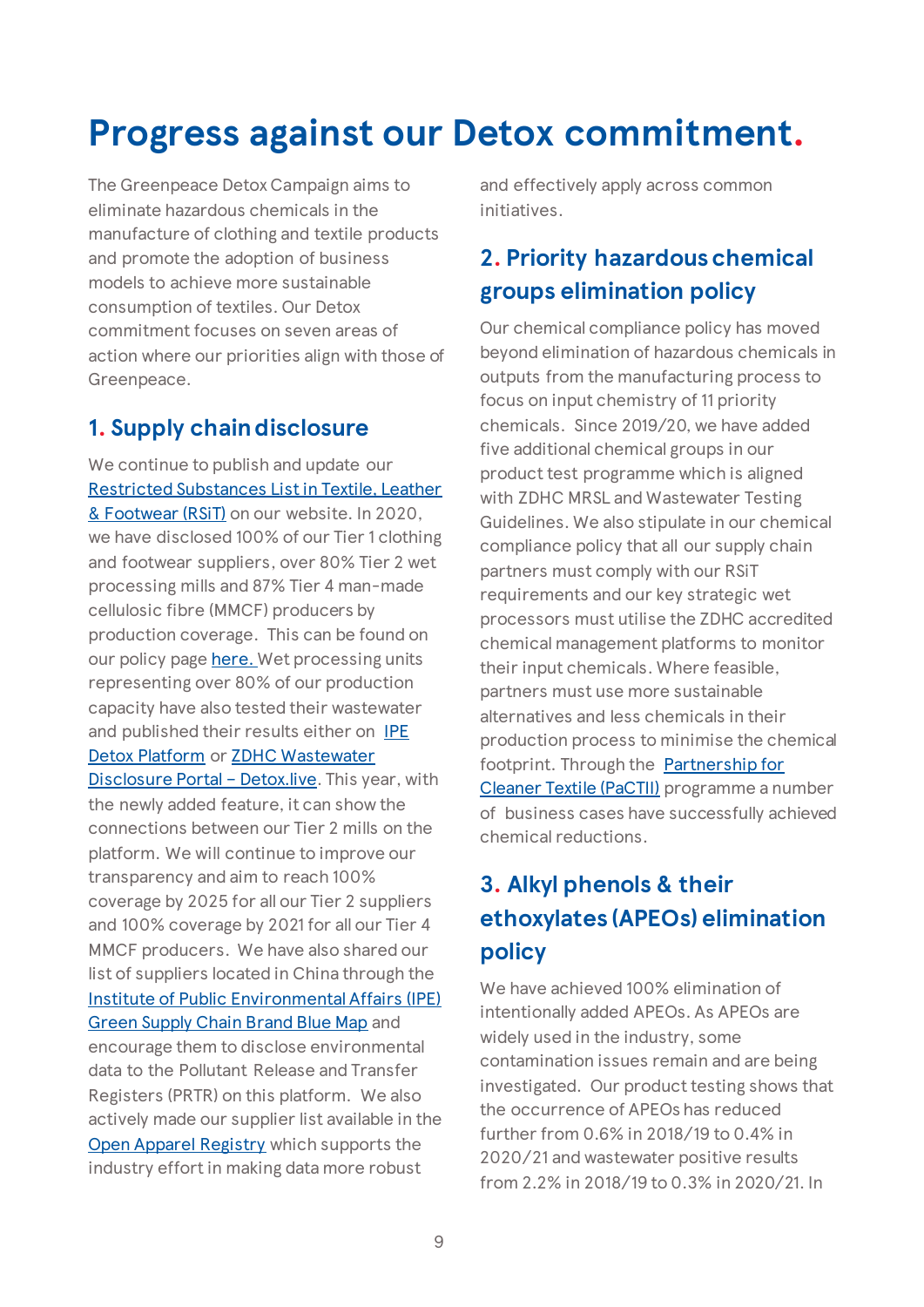# Progress against our Detox commitment.

The Greenpeace Detox Campaign aims to eliminate hazardous chemicals in the manufacture of clothing and textile products and promote the adoption of business models to achieve more sustainable consumption of textiles. Our Detox commitment focuses on seven areas of action where our priorities align with those of Greenpeace.

## 1. Supply chain disclosure

We continue to publish and update our Restricted Substances List in Textile, Leather & Footwear (RSiT) on our website. In 2020, we have disclosed 100% of our Tier 1 clothing and footwear suppliers, over 80% Tier 2 wet processing mills and 87% Tier 4 man-made cellulosic fibre (MMCF) producers by production coverage. This can be found on our policy page here. Wet processing units representing over 80% of our production capacity have also tested their wastewater and published their results either on IPE Detox Platform or ZDHC Wastewater Disclosure Portal – Detox.live. This year, with the newly added feature, it can show the connections between our Tier 2 mills on the platform. We will continue to improve our transparency and aim to reach 100% coverage by 2025 for all our Tier 2 suppliers and 100% coverage by 2021 for all our Tier 4 MMCF producers. We have also shared our list of suppliers located in China through the Institute of Public Environmental Affairs (IPE) Green Supply Chain Brand Blue Map and encourage them to disclose environmental data to the Pollutant Release and Transfer Registers (PRTR) on this platform. We also actively made our supplier list available in the Open Apparel Registry which supports the industry effort in making data more robust and effectively apply across common initiatives.

## 2. Priority hazardous chemical groups elimination policy

Our chemical compliance policy has moved beyond elimination of hazardous chemicals in outputs from the manufacturing process to focus on input chemistry of 11 priority chemicals. Since 2019/20, we have added five additional chemical groups in our product test programme which is aligned with ZDHC MRSL and Wastewater Testing Guidelines. We also stipulate in our chemical compliance policy that all our supply chain partners must comply with our RSiT requirements and our key strategic wet processors must utilise the ZDHC accredited chemical management platforms to monitor their input chemicals. Where feasible, partners must use more sustainable alternatives and less chemicals in their production process to minimise the chemical footprint. Through the Partnership for Cleaner Textile (PaCTII) programme a number of business cases have successfully achieved chemical reductions.

## 3. Alkyl phenols & their ethoxylates (APEOs) elimination policy

We have achieved 100% elimination of intentionally added APEOs. As APEOs are widely used in the industry, some contamination issues remain and are being investigated. Our product testing shows that the occurrence of APEOs has reduced further from 0.6% in 2018/19 to 0.4% in 2020/21 and wastewater positive results from 2.2% in 2018/19 to 0.3% in 2020/21. In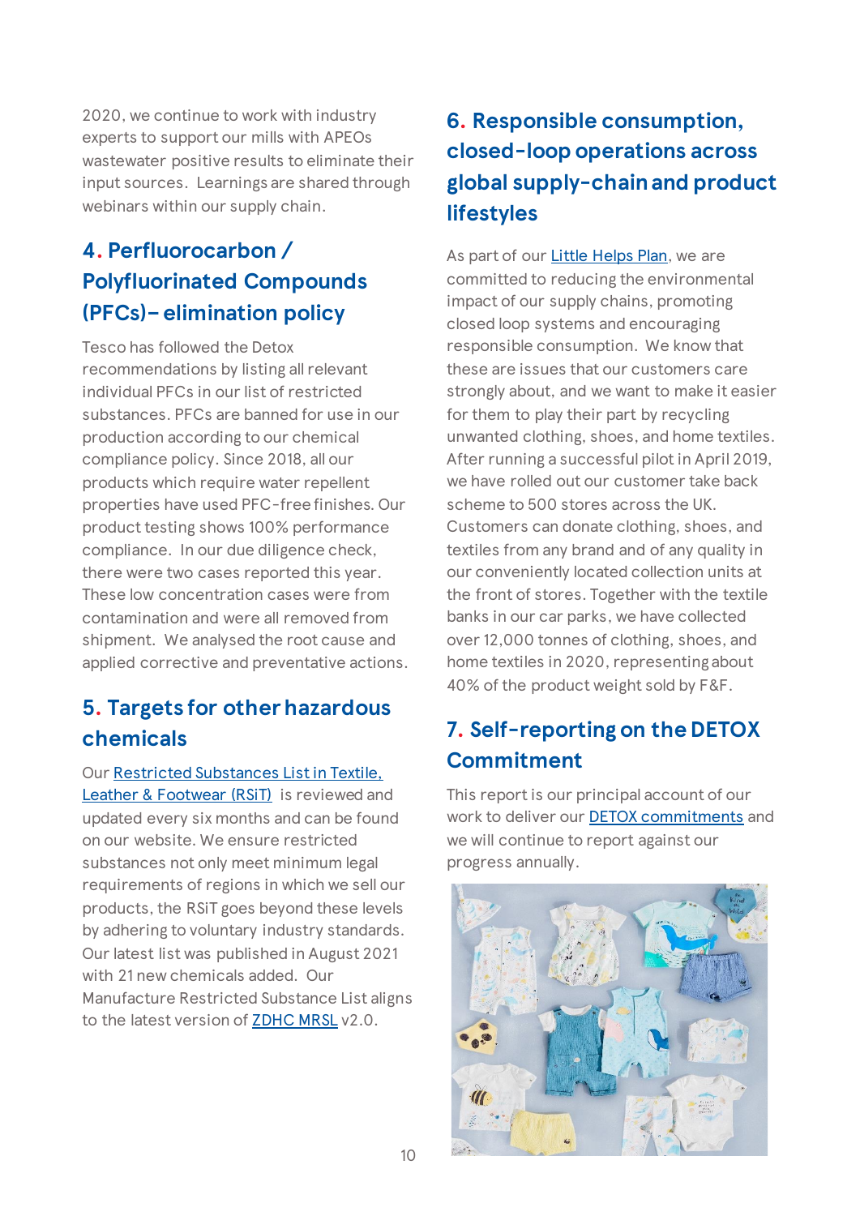2020, we continue to work with industry experts to support our mills with APEOs wastewater positive results to eliminate their input sources. Learnings are shared through webinars within our supply chain.

## 4. Perfluorocarbon / Polyfluorinated Compounds (PFCs)– elimination policy

Tesco has followed the Detox recommendations by listing all relevant individual PFCs in our list of restricted substances. PFCs are banned for use in our production according to our chemical compliance policy. Since 2018, all our products which require water repellent properties have used PFC-free finishes. Our product testing shows 100% performance compliance. In our due diligence check, there were two cases reported this year. These low concentration cases were from contamination and were all removed from shipment. We analysed the root cause and applied corrective and preventative actions.

## 5. Targets for other hazardous chemicals

Our Restricted Substances List in Textile, Leather & Footwear (RSiT) is reviewed and updated every six months and can be found on our website. We ensure restricted substances not only meet minimum legal requirements of regions in which we sell our products, the RSiT goes beyond these levels by adhering to voluntary industry standards. Our latest list was published in August 2021 with 21 new chemicals added. Our Manufacture Restricted Substance List aligns to the latest version of ZDHC MRSL v2.0.

## 6. Responsible consumption, closed-loop operations across global supply-chain and product lifestyles

As part of our Little Helps Plan, we are committed to reducing the environmental impact of our supply chains, promoting closed loop systems and encouraging responsible consumption. We know that these are issues that our customers care strongly about, and we want to make it easier for them to play their part by recycling unwanted clothing, shoes, and home textiles. After running a successful pilot in April 2019, we have rolled out our customer take back scheme to 500 stores across the UK. Customers can donate clothing, shoes, and textiles from any brand and of any quality in our conveniently located collection units at the front of stores. Together with the textile banks in our car parks, we have collected over 12,000 tonnes of clothing, shoes, and home textiles in 2020, representing about 40% of the product weight sold by F&F.

## 7. Self-reporting on the DETOX Commitment

This report is our principal account of our work to deliver our DETOX commitments and we will continue to report against our progress annually.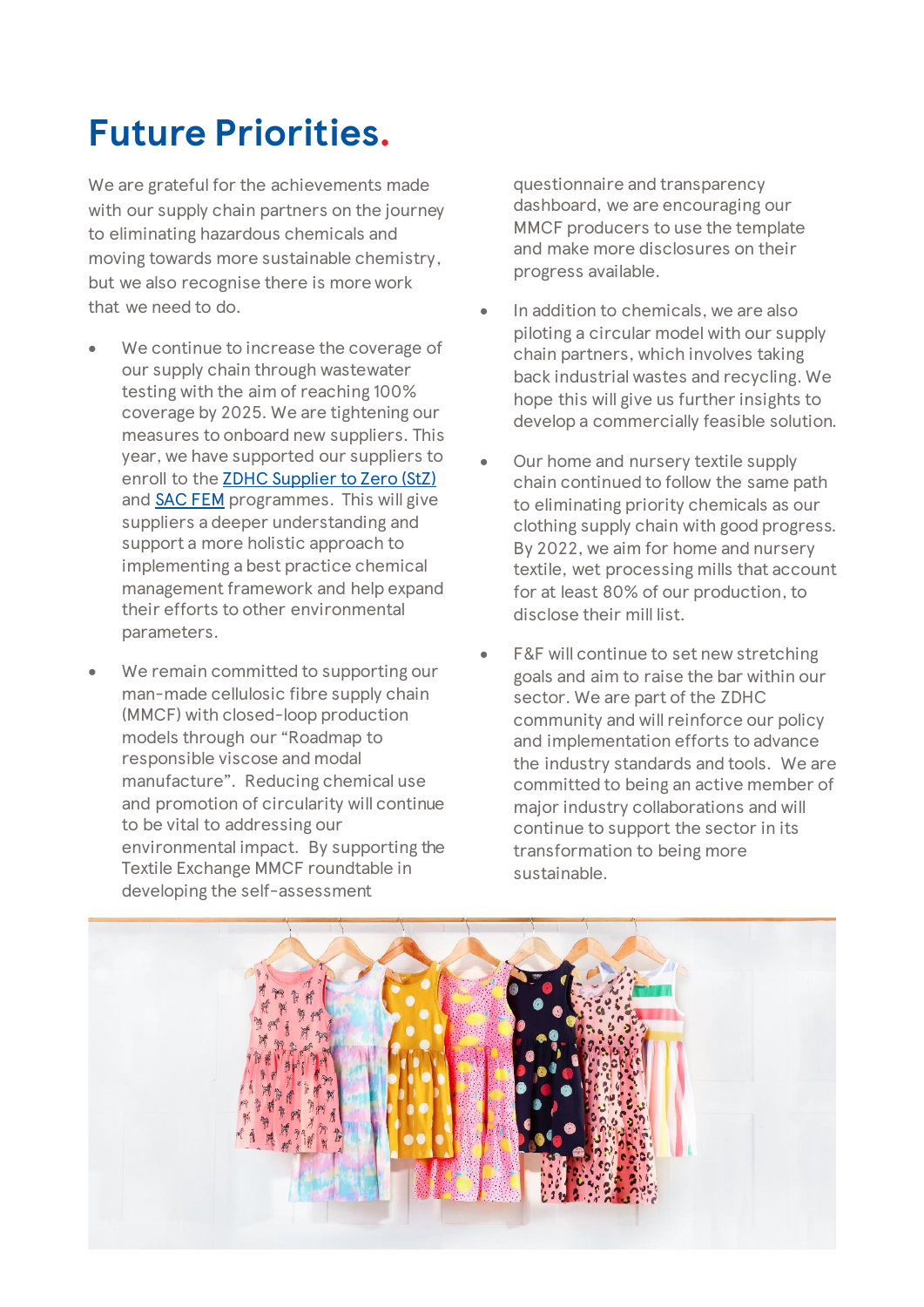# Future Priorities.

We are grateful for the achievements made with our supply chain partners on the journey to eliminating hazardous chemicals and moving towards more sustainable chemistry, but we also recognise there is more work that we need to do.

- We continue to increase the coverage of our supply chain through wastewater testing with the aim of reaching 100% coverage by 2025. We are tightening our measures to onboard new suppliers. This year, we have supported our suppliers to enroll to the [ZDHC Supplier to Zero (StZ)] and [SAC FEM] programmes. This will give suppliers a deeper understanding and support a more holistic approach to implementing a best practice chemical management framework and help expand their efforts to other environmental parameters.

- We remain committed to supporting our man-made cellulosic fibre supply chain (MMCF) with closed-loop production models through our "Roadmap to responsible viscose and modal manufacture". Reducing chemical use and promotion of circularity will continue to be vital to addressing our environmental impact. By supporting the Textile Exchange MMCF roundtable in developing the self-assessment questionnaire and transparency dashboard, we are encouraging our MMCF producers to use the template and make more disclosures on their progress available.

- In addition to chemicals, we are also piloting a circular model with our supply chain partners, which involves taking back industrial wastes and recycling. We hope this will give us further insights to develop a commercially feasible solution.

- Our home and nursery textile supply chain continued to follow the same path to eliminating priority chemicals as our clothing supply chain with good progress. By 2022, we aim for home and nursery textile, wet processing mills that account for at least 80% of our production, to disclose their mill list.

- F&F will continue to set new stretching goals and aim to raise the bar within our sector. We are part of the ZDHC community and will reinforce our policy and implementation efforts to advance the industry standards and tools. We are committed to being an active member of major industry collaborations and will continue to support the sector in its transformation to being more sustainable.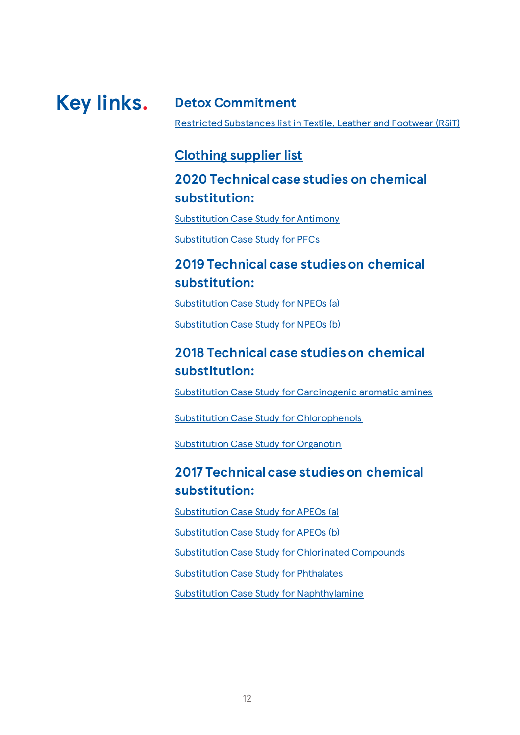# Key links.

## Detox Commitment

Restricted Substances list in Textile, Leather and Footwear (RSiT)

## Clothing supplier list

## 2020 Technical case studies on chemical substitution:

Substitution Case Study for Antimony

Substitution Case Study for PFCs

## 2019 Technical case studies on chemical substitution:

Substitution Case Study for NPEOs (a)

Substitution Case Study for NPEOs (b)

## 2018 Technical case studies on chemical substitution:

Substitution Case Study for Carcinogenic aromatic amines

Substitution Case Study for Chlorophenols

Substitution Case Study for Organotin

## 2017 Technical case studies on chemical substitution:

Substitution Case Study for APEOs (a)

Substitution Case Study for APEOs (b)

Substitution Case Study for Chlorinated Compounds

Substitution Case Study for Phthalates

Substitution Case Study for Naphthylamine